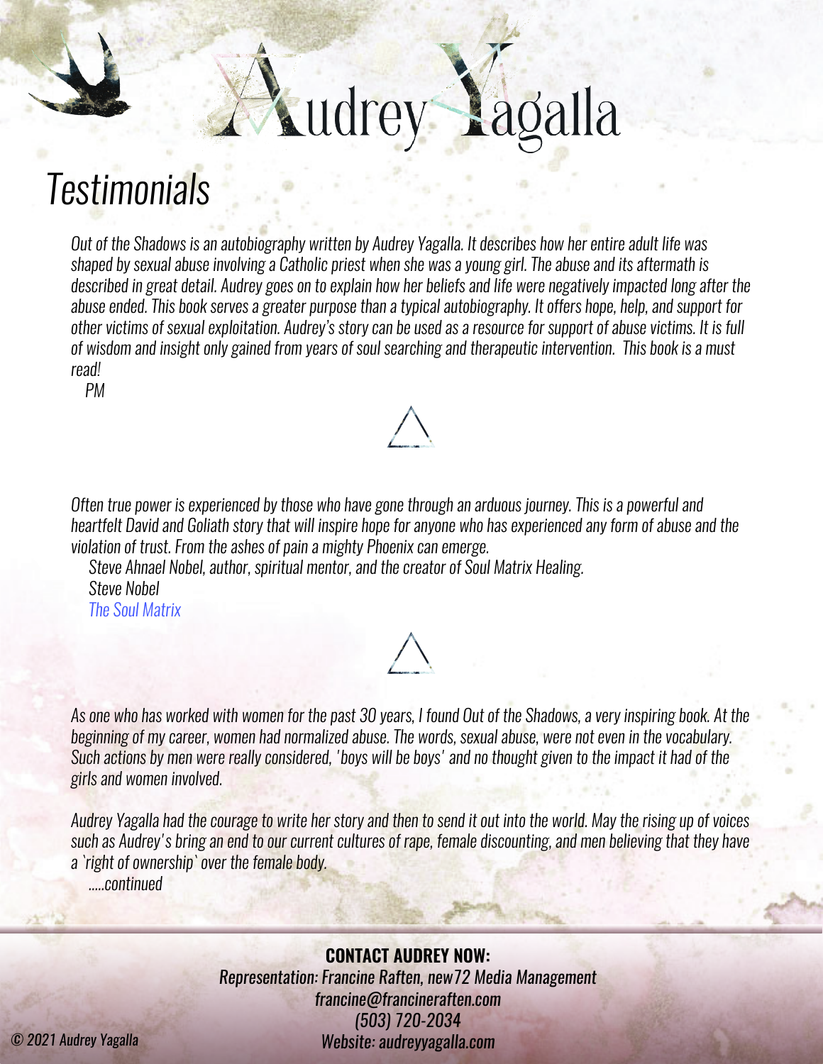# Audrey Yagalla

## Testimonials

*Out of the Shadows is an autobiography written by Audrey Yagalla. It describes how her entire adult life was shaped by sexual abuse involving a Catholic priest when she was a young girl. The abuse and its aftermath is described in great detail. Audrey goes on to explain how her beliefs and life were negatively impacted long after the abuse ended. This book serves a greater purpose than a typical autobiography. It offers hope, help, and support for other victims of sexual exploitation. Audrey's story can be used as a resource for support of abuse victims. It is full of wisdom and insight only gained from years of soul searching and therapeutic intervention. This book is a must read!*

*PM*

△

*Often true power is experienced by those who have gone through an arduous journey. This is a powerful and heartfelt David and Goliath story that will inspire hope for anyone who has experienced any form of abuse and the violation of trust. From the ashes of pain a mighty Phoenix can emerge.*

*Steve Ahnael Nobel, author, spiritual mentor, and the creator of Soul Matrix Healing.*
*Steve Nobel*
*The Soul Matrix*

△

*As one who has worked with women for the past 30 years, I found Out of the Shadows, a very inspiring book. At the beginning of my career, women had normalized abuse. The words, sexual abuse, were not even in the vocabulary. Such actions by men were really considered, 'boys will be boys' and no thought given to the impact it had of the girls and women involved.*

*Audrey Yagalla had the courage to write her story and then to send it out into the world. May the rising up of voices such as Audrey's bring an end to our current cultures of rape, female discounting, and men believing that they have a `right of ownership` over the female body.*

*.....continued*

**CONTACT AUDREY NOW:**
*Representation: Francine Raften, new72 Media Management*
*francine@francineraften.com*
*(503) 720-2034*
*Website: audreyyagalla.com*

*© 2021 Audrey Yagalla*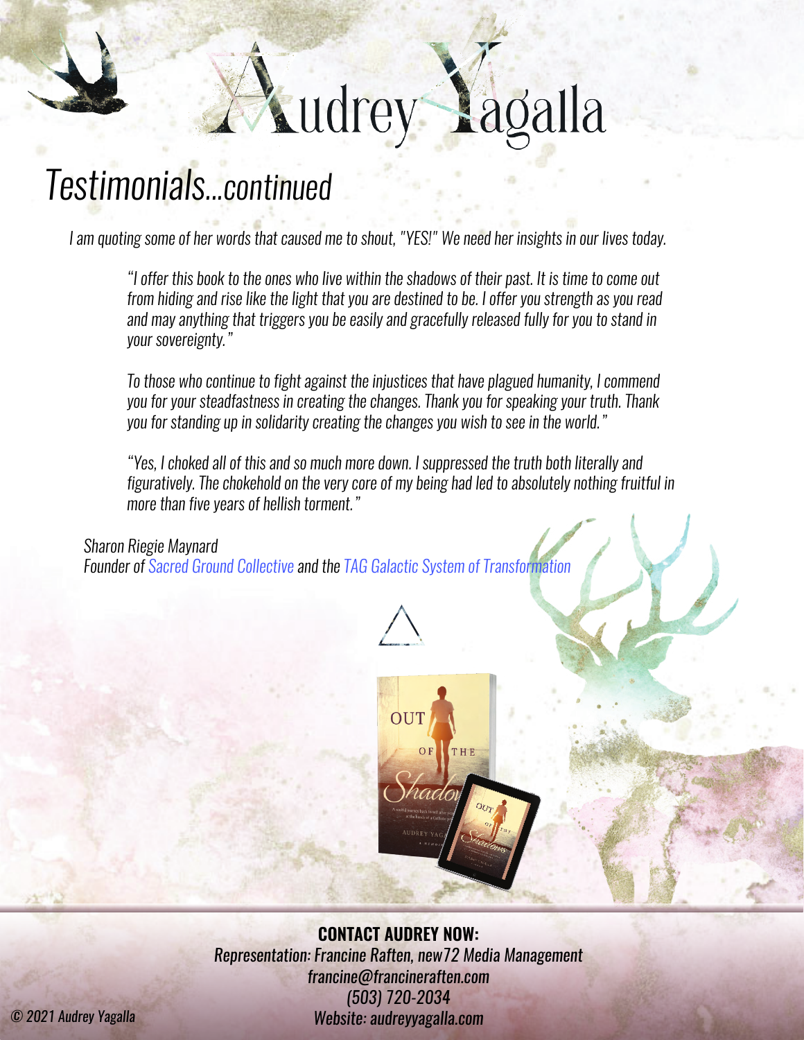# Audrey Yagalla

## *Testimonials...continued*

*I am quoting some of her words that caused me to shout, "YES!" We need her insights in our lives today.*

> *"I offer this book to the ones who live within the shadows of their past. It is time to come out from hiding and rise like the light that you are destined to be. I offer you strength as you read and may anything that triggers you be easily and gracefully released fully for you to stand in your sovereignty."*
>
> *To those who continue to fight against the injustices that have plagued humanity, I commend you for your steadfastness in creating the changes. Thank you for speaking your truth. Thank you for standing up in solidarity creating the changes you wish to see in the world."*
>
> *"Yes, I choked all of this and so much more down. I suppressed the truth both literally and figuratively. The chokehold on the very core of my being had led to absolutely nothing fruitful in more than five years of hellish torment."*

*Sharon Riegie Maynard*
*Founder of Sacred Ground Collective and the TAG Galactic System of Transformation*

**CONTACT AUDREY NOW:**
*Representation: Francine Raften, new72 Media Management*
*francine@francineraften.com*
*(503) 720-2034*
*Website: audreyyagalla.com*

*© 2021 Audrey Yagalla*